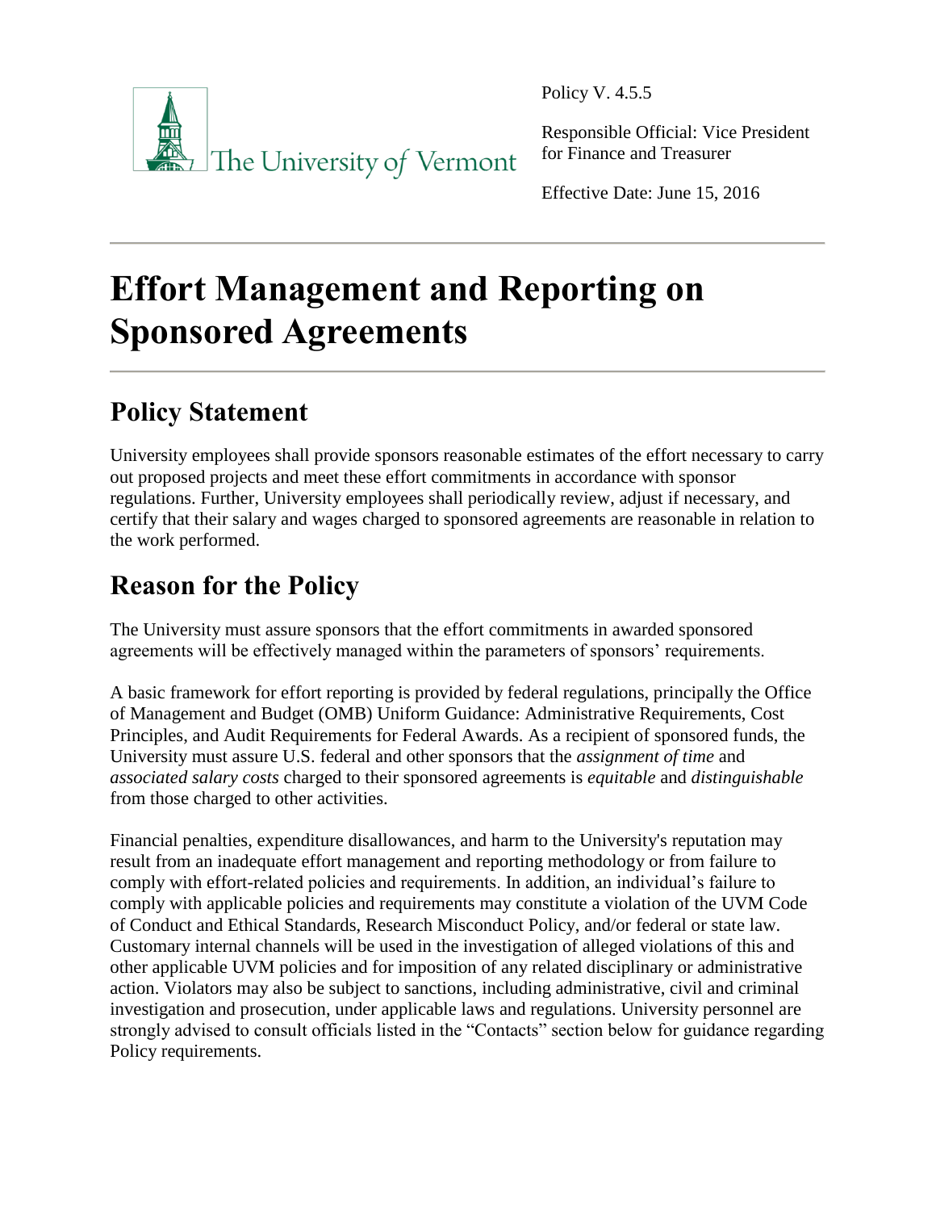The University of Vermont

Policy V. 4.5.5

Responsible Official: Vice President for Finance and Treasurer

Effective Date: June 15, 2016

# Effort Management and Reporting on Sponsored Agreements

## Policy Statement

University employees shall provide sponsors reasonable estimates of the effort necessary to carry out proposed projects and meet these effort commitments in accordance with sponsor regulations. Further, University employees shall periodically review, adjust if necessary, and certify that their salary and wages charged to sponsored agreements are reasonable in relation to the work performed.

## Reason for the Policy

The University must assure sponsors that the effort commitments in awarded sponsored agreements will be effectively managed within the parameters of sponsors' requirements.

A basic framework for effort reporting is provided by federal regulations, principally the Office of Management and Budget (OMB) Uniform Guidance: Administrative Requirements, Cost Principles, and Audit Requirements for Federal Awards. As a recipient of sponsored funds, the University must assure U.S. federal and other sponsors that the *assignment of time* and *associated salary costs* charged to their sponsored agreements is *equitable* and *distinguishable* from those charged to other activities.

Financial penalties, expenditure disallowances, and harm to the University's reputation may result from an inadequate effort management and reporting methodology or from failure to comply with effort-related policies and requirements. In addition, an individual's failure to comply with applicable policies and requirements may constitute a violation of the UVM Code of Conduct and Ethical Standards, Research Misconduct Policy, and/or federal or state law. Customary internal channels will be used in the investigation of alleged violations of this and other applicable UVM policies and for imposition of any related disciplinary or administrative action. Violators may also be subject to sanctions, including administrative, civil and criminal investigation and prosecution, under applicable laws and regulations. University personnel are strongly advised to consult officials listed in the "Contacts" section below for guidance regarding Policy requirements.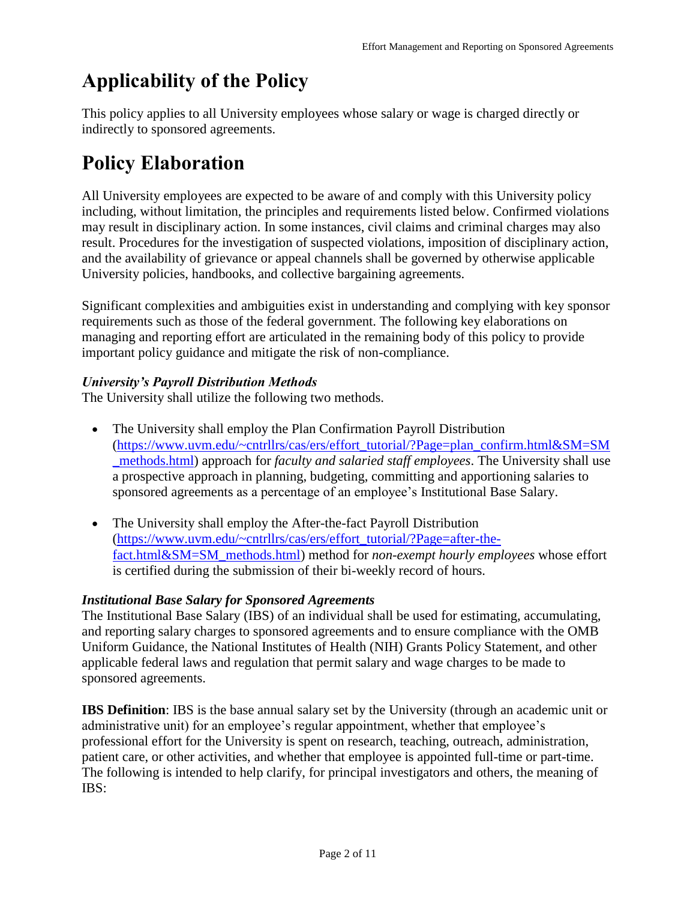# Applicability of the Policy

This policy applies to all University employees whose salary or wage is charged directly or indirectly to sponsored agreements.

# Policy Elaboration

All University employees are expected to be aware of and comply with this University policy including, without limitation, the principles and requirements listed below. Confirmed violations may result in disciplinary action. In some instances, civil claims and criminal charges may also result. Procedures for the investigation of suspected violations, imposition of disciplinary action, and the availability of grievance or appeal channels shall be governed by otherwise applicable University policies, handbooks, and collective bargaining agreements.

Significant complexities and ambiguities exist in understanding and complying with key sponsor requirements such as those of the federal government. The following key elaborations on managing and reporting effort are articulated in the remaining body of this policy to provide important policy guidance and mitigate the risk of non-compliance.

***University's Payroll Distribution Methods***

The University shall utilize the following two methods.

- The University shall employ the Plan Confirmation Payroll Distribution ([https://www.uvm.edu/~cntrllrs/cas/ers/effort_tutorial/?Page=plan_confirm.html&SM=SM_methods.html](https://www.uvm.edu/~cntrllrs/cas/ers/effort_tutorial/?Page=plan_confirm.html&SM=SM_methods.html)) approach for *faculty and salaried staff employees*. The University shall use a prospective approach in planning, budgeting, committing and apportioning salaries to sponsored agreements as a percentage of an employee's Institutional Base Salary.

- The University shall employ the After-the-fact Payroll Distribution ([https://www.uvm.edu/~cntrllrs/cas/ers/effort_tutorial/?Page=after-the-fact.html&SM=SM_methods.html](https://www.uvm.edu/~cntrllrs/cas/ers/effort_tutorial/?Page=after-the-fact.html&SM=SM_methods.html)) method for *non-exempt hourly employees* whose effort is certified during the submission of their bi-weekly record of hours.

***Institutional Base Salary for Sponsored Agreements***

The Institutional Base Salary (IBS) of an individual shall be used for estimating, accumulating, and reporting salary charges to sponsored agreements and to ensure compliance with the OMB Uniform Guidance, the National Institutes of Health (NIH) Grants Policy Statement, and other applicable federal laws and regulation that permit salary and wage charges to be made to sponsored agreements.

**IBS Definition**: IBS is the base annual salary set by the University (through an academic unit or administrative unit) for an employee's regular appointment, whether that employee's professional effort for the University is spent on research, teaching, outreach, administration, patient care, or other activities, and whether that employee is appointed full-time or part-time. The following is intended to help clarify, for principal investigators and others, the meaning of IBS: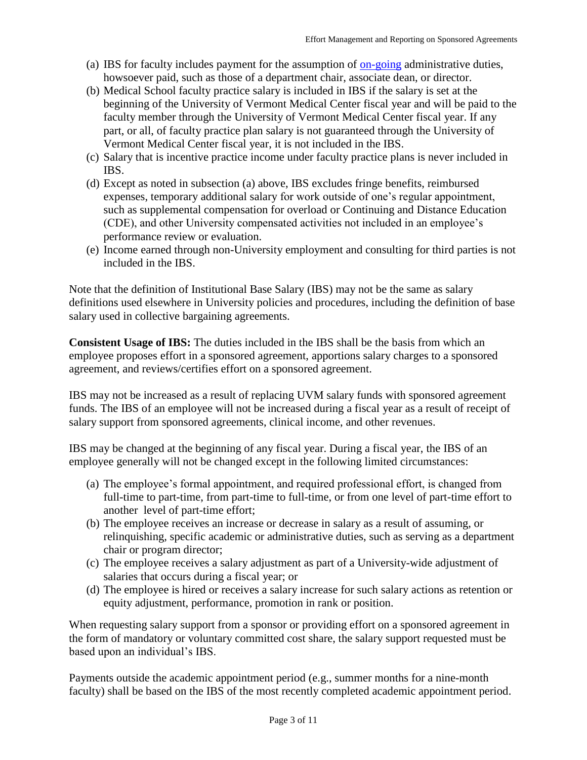(a) IBS for faculty includes payment for the assumption of on-going administrative duties, howsoever paid, such as those of a department chair, associate dean, or director.
(b) Medical School faculty practice salary is included in IBS if the salary is set at the beginning of the University of Vermont Medical Center fiscal year and will be paid to the faculty member through the University of Vermont Medical Center fiscal year. If any part, or all, of faculty practice plan salary is not guaranteed through the University of Vermont Medical Center fiscal year, it is not included in the IBS.
(c) Salary that is incentive practice income under faculty practice plans is never included in IBS.
(d) Except as noted in subsection (a) above, IBS excludes fringe benefits, reimbursed expenses, temporary additional salary for work outside of one's regular appointment, such as supplemental compensation for overload or Continuing and Distance Education (CDE), and other University compensated activities not included in an employee's performance review or evaluation.
(e) Income earned through non-University employment and consulting for third parties is not included in the IBS.

Note that the definition of Institutional Base Salary (IBS) may not be the same as salary definitions used elsewhere in University policies and procedures, including the definition of base salary used in collective bargaining agreements.

**Consistent Usage of IBS:** The duties included in the IBS shall be the basis from which an employee proposes effort in a sponsored agreement, apportions salary charges to a sponsored agreement, and reviews/certifies effort on a sponsored agreement.

IBS may not be increased as a result of replacing UVM salary funds with sponsored agreement funds. The IBS of an employee will not be increased during a fiscal year as a result of receipt of salary support from sponsored agreements, clinical income, and other revenues.

IBS may be changed at the beginning of any fiscal year. During a fiscal year, the IBS of an employee generally will not be changed except in the following limited circumstances:

(a) The employee's formal appointment, and required professional effort, is changed from full-time to part-time, from part-time to full-time, or from one level of part-time effort to another level of part-time effort;
(b) The employee receives an increase or decrease in salary as a result of assuming, or relinquishing, specific academic or administrative duties, such as serving as a department chair or program director;
(c) The employee receives a salary adjustment as part of a University-wide adjustment of salaries that occurs during a fiscal year; or
(d) The employee is hired or receives a salary increase for such salary actions as retention or equity adjustment, performance, promotion in rank or position.

When requesting salary support from a sponsor or providing effort on a sponsored agreement in the form of mandatory or voluntary committed cost share, the salary support requested must be based upon an individual's IBS.

Payments outside the academic appointment period (e.g., summer months for a nine-month faculty) shall be based on the IBS of the most recently completed academic appointment period.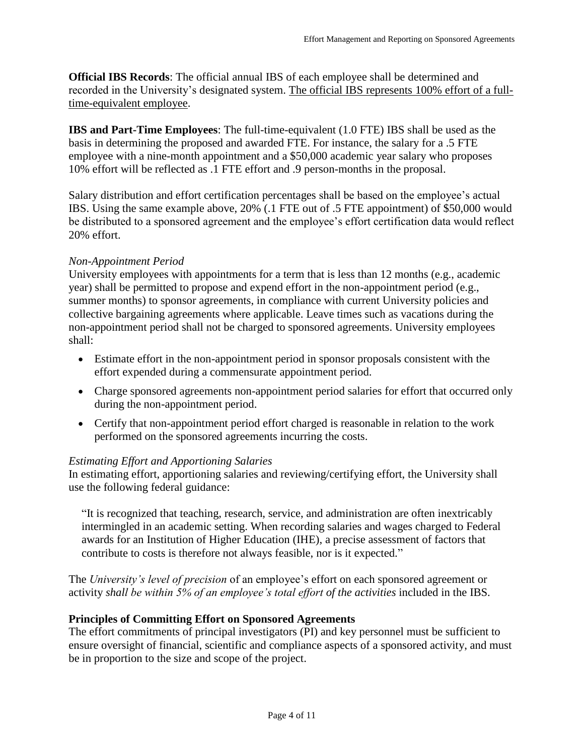**Official IBS Records**: The official annual IBS of each employee shall be determined and recorded in the University's designated system. <u>The official IBS represents 100% effort of a full-time-equivalent employee</u>.

**IBS and Part-Time Employees**: The full-time-equivalent (1.0 FTE) IBS shall be used as the basis in determining the proposed and awarded FTE. For instance, the salary for a .5 FTE employee with a nine-month appointment and a $50,000 academic year salary who proposes 10% effort will be reflected as .1 FTE effort and .9 person-months in the proposal.

Salary distribution and effort certification percentages shall be based on the employee's actual IBS. Using the same example above, 20% (.1 FTE out of .5 FTE appointment) of $50,000 would be distributed to a sponsored agreement and the employee's effort certification data would reflect 20% effort.

*Non-Appointment Period*

University employees with appointments for a term that is less than 12 months (e.g., academic year) shall be permitted to propose and expend effort in the non-appointment period (e.g., summer months) to sponsor agreements, in compliance with current University policies and collective bargaining agreements where applicable. Leave times such as vacations during the non-appointment period shall not be charged to sponsored agreements. University employees shall:

- Estimate effort in the non-appointment period in sponsor proposals consistent with the effort expended during a commensurate appointment period.
- Charge sponsored agreements non-appointment period salaries for effort that occurred only during the non-appointment period.
- Certify that non-appointment period effort charged is reasonable in relation to the work performed on the sponsored agreements incurring the costs.

*Estimating Effort and Apportioning Salaries*

In estimating effort, apportioning salaries and reviewing/certifying effort, the University shall use the following federal guidance:

> "It is recognized that teaching, research, service, and administration are often inextricably intermingled in an academic setting. When recording salaries and wages charged to Federal awards for an Institution of Higher Education (IHE), a precise assessment of factors that contribute to costs is therefore not always feasible, nor is it expected."

The *University's level of precision* of an employee's effort on each sponsored agreement or activity *shall be within 5% of an employee's total effort of the activities* included in the IBS.

**Principles of Committing Effort on Sponsored Agreements**

The effort commitments of principal investigators (PI) and key personnel must be sufficient to ensure oversight of financial, scientific and compliance aspects of a sponsored activity, and must be in proportion to the size and scope of the project.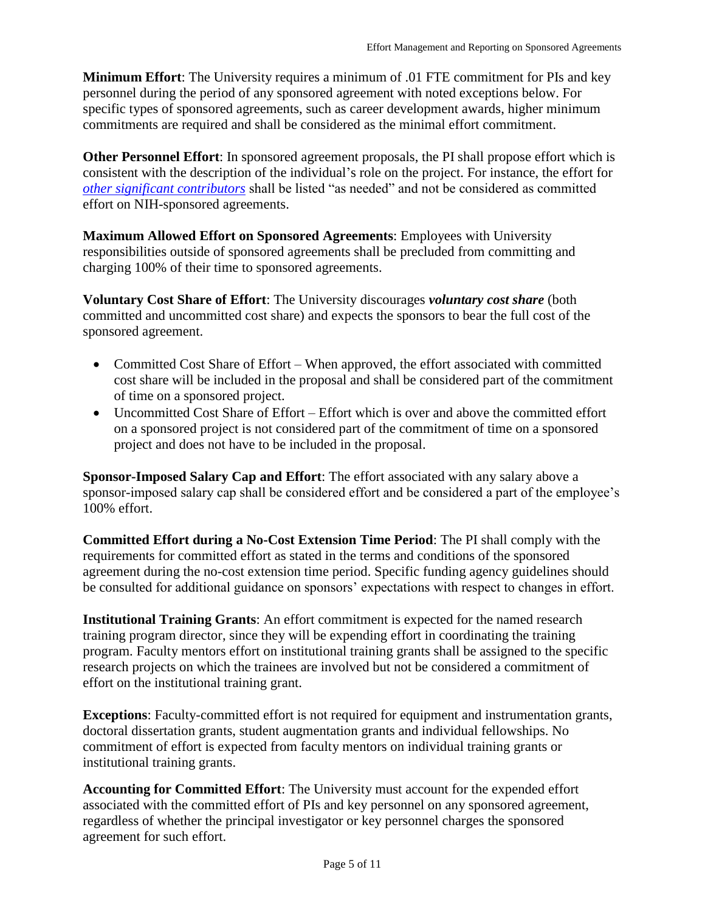**Minimum Effort**: The University requires a minimum of .01 FTE commitment for PIs and key personnel during the period of any sponsored agreement with noted exceptions below. For specific types of sponsored agreements, such as career development awards, higher minimum commitments are required and shall be considered as the minimal effort commitment.

**Other Personnel Effort**: In sponsored agreement proposals, the PI shall propose effort which is consistent with the description of the individual's role on the project. For instance, the effort for *other significant contributors* shall be listed "as needed" and not be considered as committed effort on NIH-sponsored agreements.

**Maximum Allowed Effort on Sponsored Agreements**: Employees with University responsibilities outside of sponsored agreements shall be precluded from committing and charging 100% of their time to sponsored agreements.

**Voluntary Cost Share of Effort**: The University discourages ***voluntary cost share*** (both committed and uncommitted cost share) and expects the sponsors to bear the full cost of the sponsored agreement.

- Committed Cost Share of Effort – When approved, the effort associated with committed cost share will be included in the proposal and shall be considered part of the commitment of time on a sponsored project.
- Uncommitted Cost Share of Effort – Effort which is over and above the committed effort on a sponsored project is not considered part of the commitment of time on a sponsored project and does not have to be included in the proposal.

**Sponsor-Imposed Salary Cap and Effort**: The effort associated with any salary above a sponsor-imposed salary cap shall be considered effort and be considered a part of the employee's 100% effort.

**Committed Effort during a No-Cost Extension Time Period**: The PI shall comply with the requirements for committed effort as stated in the terms and conditions of the sponsored agreement during the no-cost extension time period. Specific funding agency guidelines should be consulted for additional guidance on sponsors' expectations with respect to changes in effort.

**Institutional Training Grants**: An effort commitment is expected for the named research training program director, since they will be expending effort in coordinating the training program. Faculty mentors effort on institutional training grants shall be assigned to the specific research projects on which the trainees are involved but not be considered a commitment of effort on the institutional training grant.

**Exceptions**: Faculty-committed effort is not required for equipment and instrumentation grants, doctoral dissertation grants, student augmentation grants and individual fellowships. No commitment of effort is expected from faculty mentors on individual training grants or institutional training grants.

**Accounting for Committed Effort**: The University must account for the expended effort associated with the committed effort of PIs and key personnel on any sponsored agreement, regardless of whether the principal investigator or key personnel charges the sponsored agreement for such effort.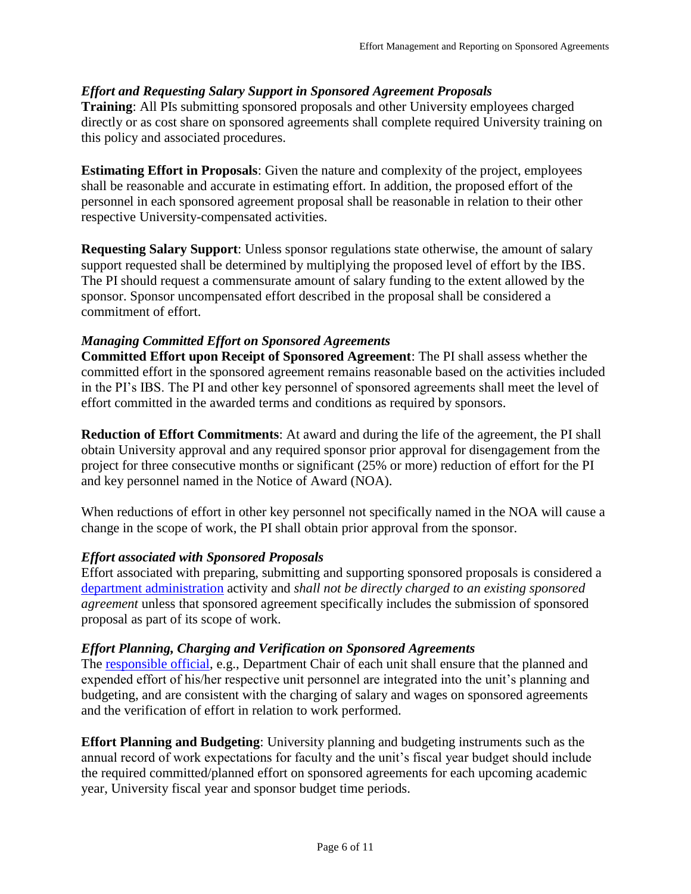### *Effort and Requesting Salary Support in Sponsored Agreement Proposals*

**Training**: All PIs submitting sponsored proposals and other University employees charged directly or as cost share on sponsored agreements shall complete required University training on this policy and associated procedures.

**Estimating Effort in Proposals**: Given the nature and complexity of the project, employees shall be reasonable and accurate in estimating effort. In addition, the proposed effort of the personnel in each sponsored agreement proposal shall be reasonable in relation to their other respective University-compensated activities.

**Requesting Salary Support**: Unless sponsor regulations state otherwise, the amount of salary support requested shall be determined by multiplying the proposed level of effort by the IBS. The PI should request a commensurate amount of salary funding to the extent allowed by the sponsor. Sponsor uncompensated effort described in the proposal shall be considered a commitment of effort.

### *Managing Committed Effort on Sponsored Agreements*

**Committed Effort upon Receipt of Sponsored Agreement**: The PI shall assess whether the committed effort in the sponsored agreement remains reasonable based on the activities included in the PI's IBS. The PI and other key personnel of sponsored agreements shall meet the level of effort committed in the awarded terms and conditions as required by sponsors.

**Reduction of Effort Commitments**: At award and during the life of the agreement, the PI shall obtain University approval and any required sponsor prior approval for disengagement from the project for three consecutive months or significant (25% or more) reduction of effort for the PI and key personnel named in the Notice of Award (NOA).

When reductions of effort in other key personnel not specifically named in the NOA will cause a change in the scope of work, the PI shall obtain prior approval from the sponsor.

### *Effort associated with Sponsored Proposals*

Effort associated with preparing, submitting and supporting sponsored proposals is considered a department administration activity and *shall not be directly charged to an existing sponsored agreement* unless that sponsored agreement specifically includes the submission of sponsored proposal as part of its scope of work.

### *Effort Planning, Charging and Verification on Sponsored Agreements*

The responsible official, e.g., Department Chair of each unit shall ensure that the planned and expended effort of his/her respective unit personnel are integrated into the unit's planning and budgeting, and are consistent with the charging of salary and wages on sponsored agreements and the verification of effort in relation to work performed.

**Effort Planning and Budgeting**: University planning and budgeting instruments such as the annual record of work expectations for faculty and the unit's fiscal year budget should include the required committed/planned effort on sponsored agreements for each upcoming academic year, University fiscal year and sponsor budget time periods.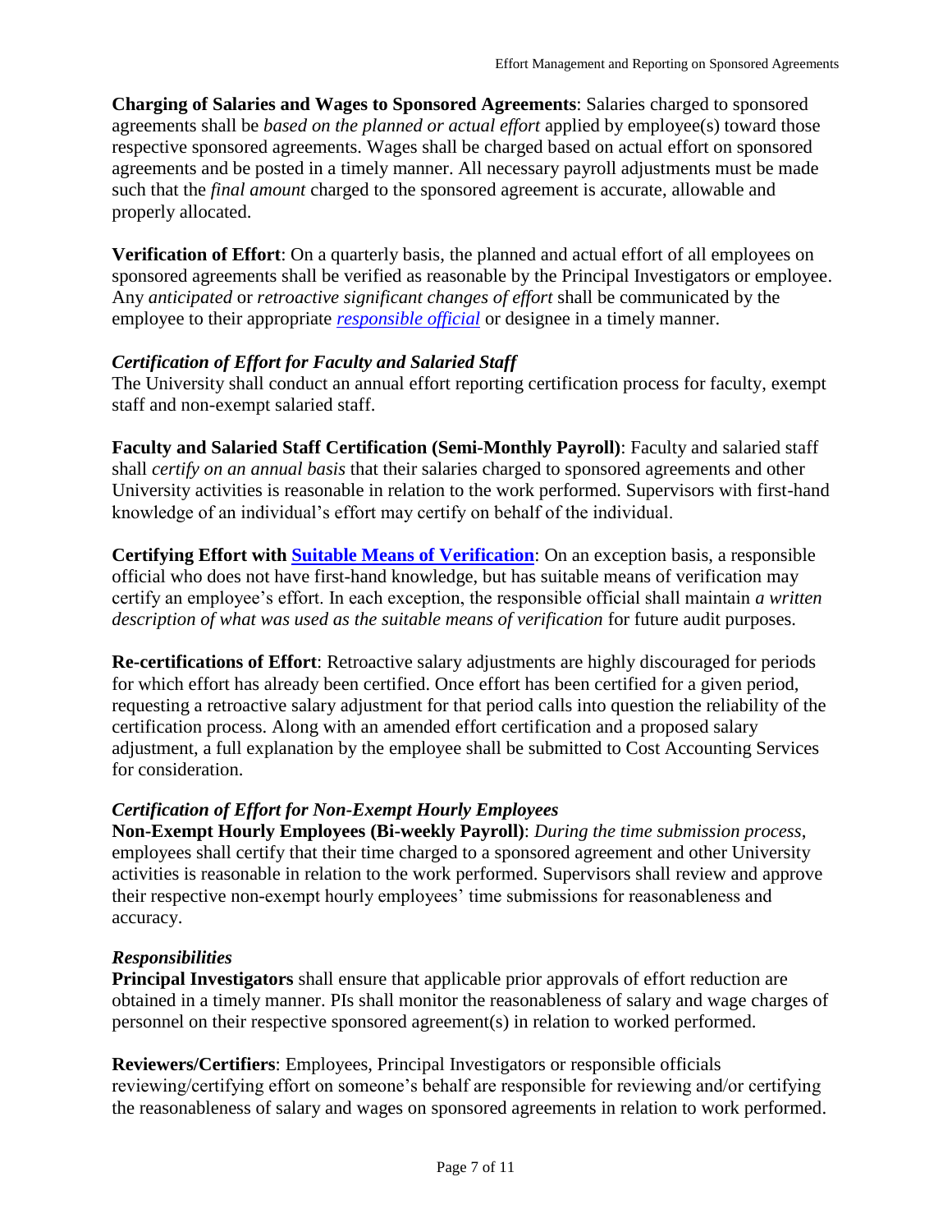**Charging of Salaries and Wages to Sponsored Agreements**: Salaries charged to sponsored agreements shall be *based on the planned or actual effort* applied by employee(s) toward those respective sponsored agreements. Wages shall be charged based on actual effort on sponsored agreements and be posted in a timely manner. All necessary payroll adjustments must be made such that the *final amount* charged to the sponsored agreement is accurate, allowable and properly allocated.

**Verification of Effort**: On a quarterly basis, the planned and actual effort of all employees on sponsored agreements shall be verified as reasonable by the Principal Investigators or employee. Any *anticipated* or *retroactive significant changes of effort* shall be communicated by the employee to their appropriate *responsible official* or designee in a timely manner.

### *Certification of Effort for Faculty and Salaried Staff*

The University shall conduct an annual effort reporting certification process for faculty, exempt staff and non-exempt salaried staff.

**Faculty and Salaried Staff Certification (Semi-Monthly Payroll)**: Faculty and salaried staff shall *certify on an annual basis* that their salaries charged to sponsored agreements and other University activities is reasonable in relation to the work performed. Supervisors with first-hand knowledge of an individual's effort may certify on behalf of the individual.

**Certifying Effort with Suitable Means of Verification**: On an exception basis, a responsible official who does not have first-hand knowledge, but has suitable means of verification may certify an employee's effort. In each exception, the responsible official shall maintain *a written description of what was used as the suitable means of verification* for future audit purposes.

**Re-certifications of Effort**: Retroactive salary adjustments are highly discouraged for periods for which effort has already been certified. Once effort has been certified for a given period, requesting a retroactive salary adjustment for that period calls into question the reliability of the certification process. Along with an amended effort certification and a proposed salary adjustment, a full explanation by the employee shall be submitted to Cost Accounting Services for consideration.

### *Certification of Effort for Non-Exempt Hourly Employees*

**Non-Exempt Hourly Employees (Bi-weekly Payroll)**: *During the time submission process*, employees shall certify that their time charged to a sponsored agreement and other University activities is reasonable in relation to the work performed. Supervisors shall review and approve their respective non-exempt hourly employees' time submissions for reasonableness and accuracy.

### *Responsibilities*

**Principal Investigators** shall ensure that applicable prior approvals of effort reduction are obtained in a timely manner. PIs shall monitor the reasonableness of salary and wage charges of personnel on their respective sponsored agreement(s) in relation to worked performed.

**Reviewers/Certifiers**: Employees, Principal Investigators or responsible officials reviewing/certifying effort on someone's behalf are responsible for reviewing and/or certifying the reasonableness of salary and wages on sponsored agreements in relation to work performed.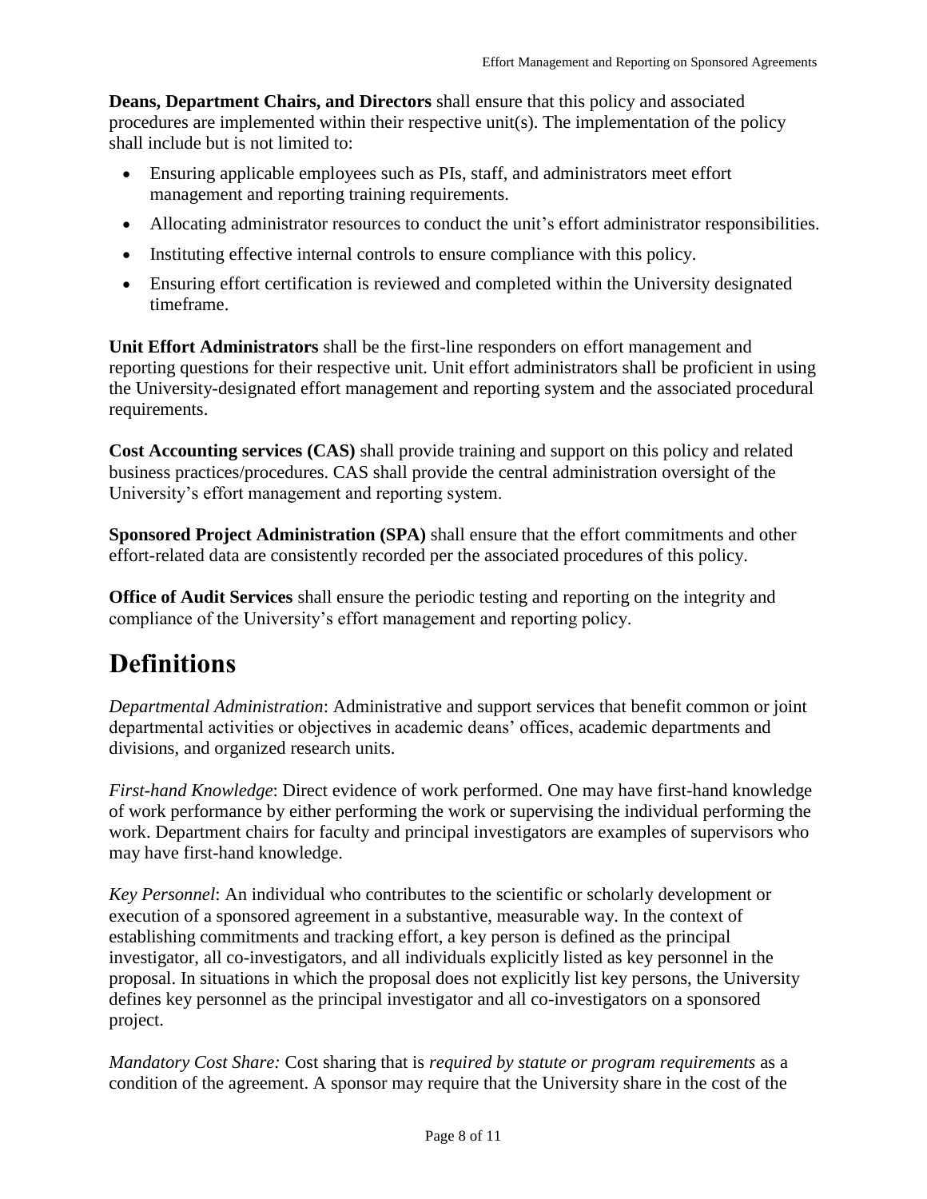**Deans, Department Chairs, and Directors** shall ensure that this policy and associated procedures are implemented within their respective unit(s). The implementation of the policy shall include but is not limited to:

- Ensuring applicable employees such as PIs, staff, and administrators meet effort management and reporting training requirements.
- Allocating administrator resources to conduct the unit's effort administrator responsibilities.
- Instituting effective internal controls to ensure compliance with this policy.
- Ensuring effort certification is reviewed and completed within the University designated timeframe.

**Unit Effort Administrators** shall be the first-line responders on effort management and reporting questions for their respective unit. Unit effort administrators shall be proficient in using the University-designated effort management and reporting system and the associated procedural requirements.

**Cost Accounting services (CAS)** shall provide training and support on this policy and related business practices/procedures. CAS shall provide the central administration oversight of the University's effort management and reporting system.

**Sponsored Project Administration (SPA)** shall ensure that the effort commitments and other effort-related data are consistently recorded per the associated procedures of this policy.

**Office of Audit Services** shall ensure the periodic testing and reporting on the integrity and compliance of the University's effort management and reporting policy.

# Definitions

*Departmental Administration*: Administrative and support services that benefit common or joint departmental activities or objectives in academic deans' offices, academic departments and divisions, and organized research units.

*First-hand Knowledge*: Direct evidence of work performed. One may have first-hand knowledge of work performance by either performing the work or supervising the individual performing the work. Department chairs for faculty and principal investigators are examples of supervisors who may have first-hand knowledge.

*Key Personnel*: An individual who contributes to the scientific or scholarly development or execution of a sponsored agreement in a substantive, measurable way. In the context of establishing commitments and tracking effort, a key person is defined as the principal investigator, all co-investigators, and all individuals explicitly listed as key personnel in the proposal. In situations in which the proposal does not explicitly list key persons, the University defines key personnel as the principal investigator and all co-investigators on a sponsored project.

*Mandatory Cost Share:* Cost sharing that is *required by statute or program requirements* as a condition of the agreement. A sponsor may require that the University share in the cost of the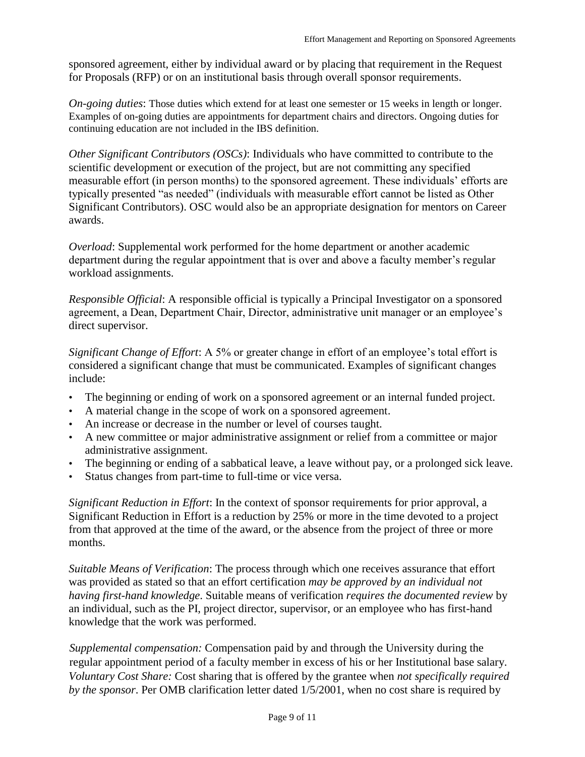sponsored agreement, either by individual award or by placing that requirement in the Request for Proposals (RFP) or on an institutional basis through overall sponsor requirements.

*On-going duties*: Those duties which extend for at least one semester or 15 weeks in length or longer. Examples of on-going duties are appointments for department chairs and directors. Ongoing duties for continuing education are not included in the IBS definition.

*Other Significant Contributors (OSCs)*: Individuals who have committed to contribute to the scientific development or execution of the project, but are not committing any specified measurable effort (in person months) to the sponsored agreement. These individuals' efforts are typically presented "as needed" (individuals with measurable effort cannot be listed as Other Significant Contributors). OSC would also be an appropriate designation for mentors on Career awards.

*Overload*: Supplemental work performed for the home department or another academic department during the regular appointment that is over and above a faculty member's regular workload assignments.

*Responsible Official*: A responsible official is typically a Principal Investigator on a sponsored agreement, a Dean, Department Chair, Director, administrative unit manager or an employee's direct supervisor.

*Significant Change of Effort*: A 5% or greater change in effort of an employee's total effort is considered a significant change that must be communicated. Examples of significant changes include:

- The beginning or ending of work on a sponsored agreement or an internal funded project.
- A material change in the scope of work on a sponsored agreement.
- An increase or decrease in the number or level of courses taught.
- A new committee or major administrative assignment or relief from a committee or major administrative assignment.
- The beginning or ending of a sabbatical leave, a leave without pay, or a prolonged sick leave.
- Status changes from part-time to full-time or vice versa.

*Significant Reduction in Effort*: In the context of sponsor requirements for prior approval, a Significant Reduction in Effort is a reduction by 25% or more in the time devoted to a project from that approved at the time of the award, or the absence from the project of three or more months.

*Suitable Means of Verification*: The process through which one receives assurance that effort was provided as stated so that an effort certification *may be approved by an individual not having first-hand knowledge*. Suitable means of verification *requires the documented review* by an individual, such as the PI, project director, supervisor, or an employee who has first-hand knowledge that the work was performed.

*Supplemental compensation:* Compensation paid by and through the University during the regular appointment period of a faculty member in excess of his or her Institutional base salary.

*Voluntary Cost Share:* Cost sharing that is offered by the grantee when *not specifically required by the sponsor*. Per OMB clarification letter dated 1/5/2001, when no cost share is required by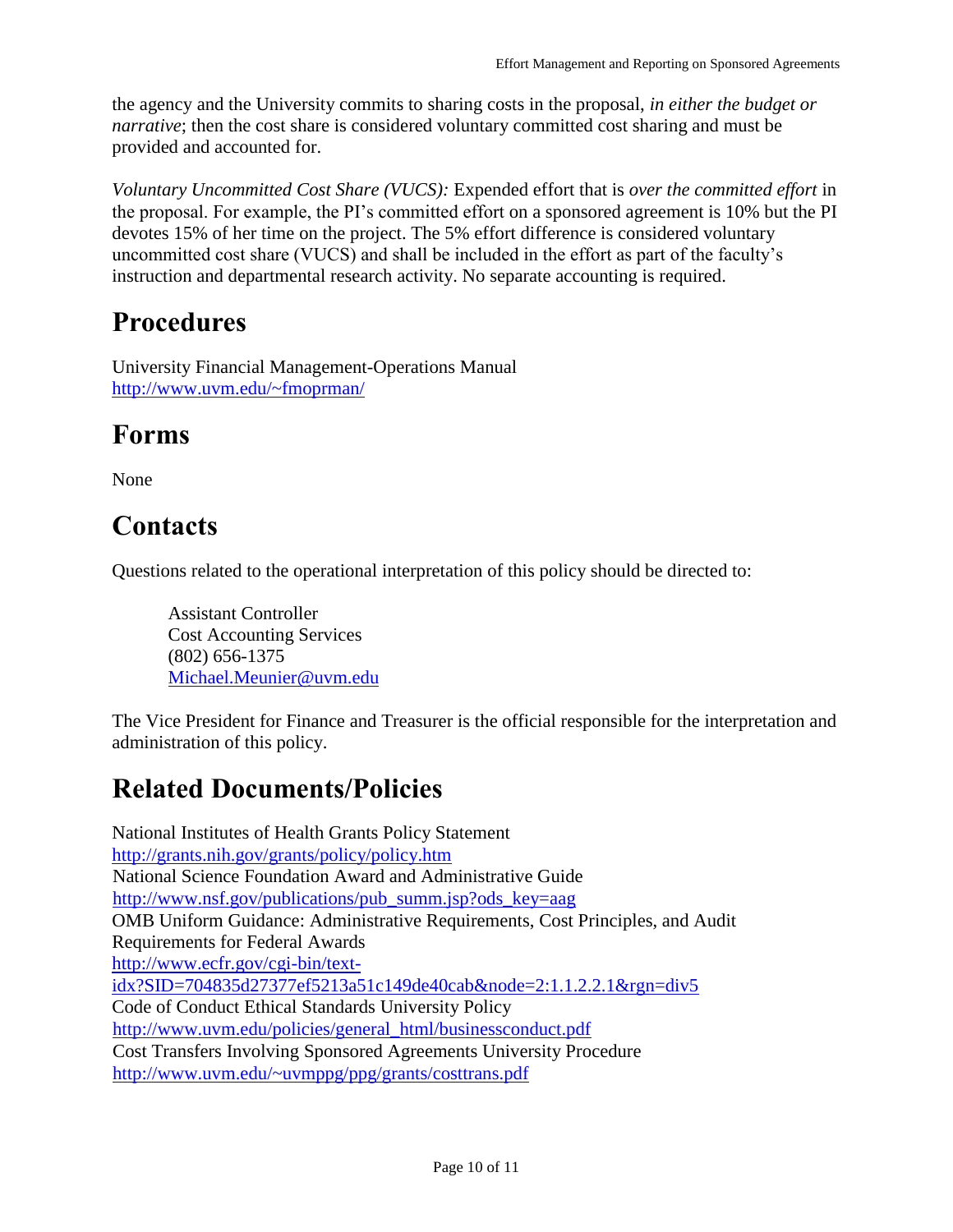the agency and the University commits to sharing costs in the proposal, *in either the budget or narrative*; then the cost share is considered voluntary committed cost sharing and must be provided and accounted for.

*Voluntary Uncommitted Cost Share (VUCS):* Expended effort that is *over the committed effort* in the proposal. For example, the PI's committed effort on a sponsored agreement is 10% but the PI devotes 15% of her time on the project. The 5% effort difference is considered voluntary uncommitted cost share (VUCS) and shall be included in the effort as part of the faculty's instruction and departmental research activity. No separate accounting is required.

# Procedures

University Financial Management-Operations Manual
http://www.uvm.edu/~fmoprman/

# Forms

None

# Contacts

Questions related to the operational interpretation of this policy should be directed to:

> Assistant Controller
> Cost Accounting Services
> (802) 656-1375
> Michael.Meunier@uvm.edu

The Vice President for Finance and Treasurer is the official responsible for the interpretation and administration of this policy.

# Related Documents/Policies

National Institutes of Health Grants Policy Statement
http://grants.nih.gov/grants/policy/policy.htm
National Science Foundation Award and Administrative Guide
http://www.nsf.gov/publications/pub_summ.jsp?ods_key=aag
OMB Uniform Guidance: Administrative Requirements, Cost Principles, and Audit Requirements for Federal Awards
http://www.ecfr.gov/cgi-bin/text-idx?SID=704835d27377ef5213a51c149de40cab&node=2:1.1.2.2.1&rgn=div5
Code of Conduct Ethical Standards University Policy
http://www.uvm.edu/policies/general_html/businessconduct.pdf
Cost Transfers Involving Sponsored Agreements University Procedure
http://www.uvm.edu/~uvmppg/ppg/grants/costtrans.pdf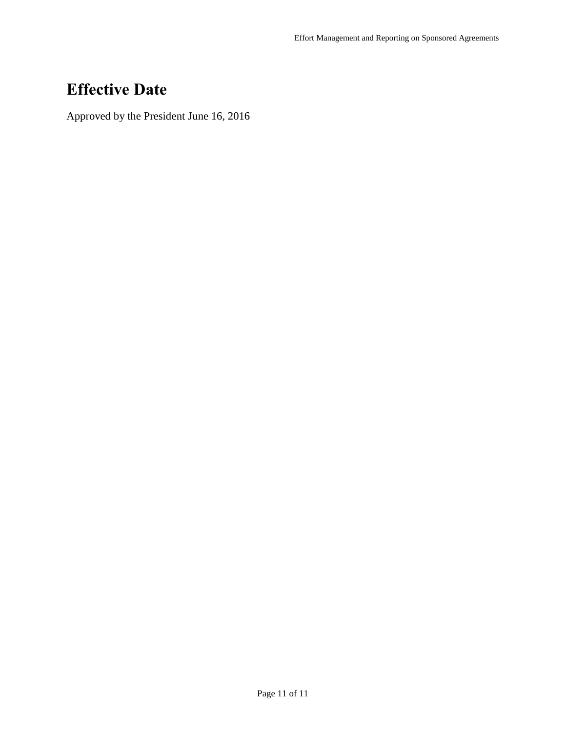# Effective Date

Approved by the President June 16, 2016